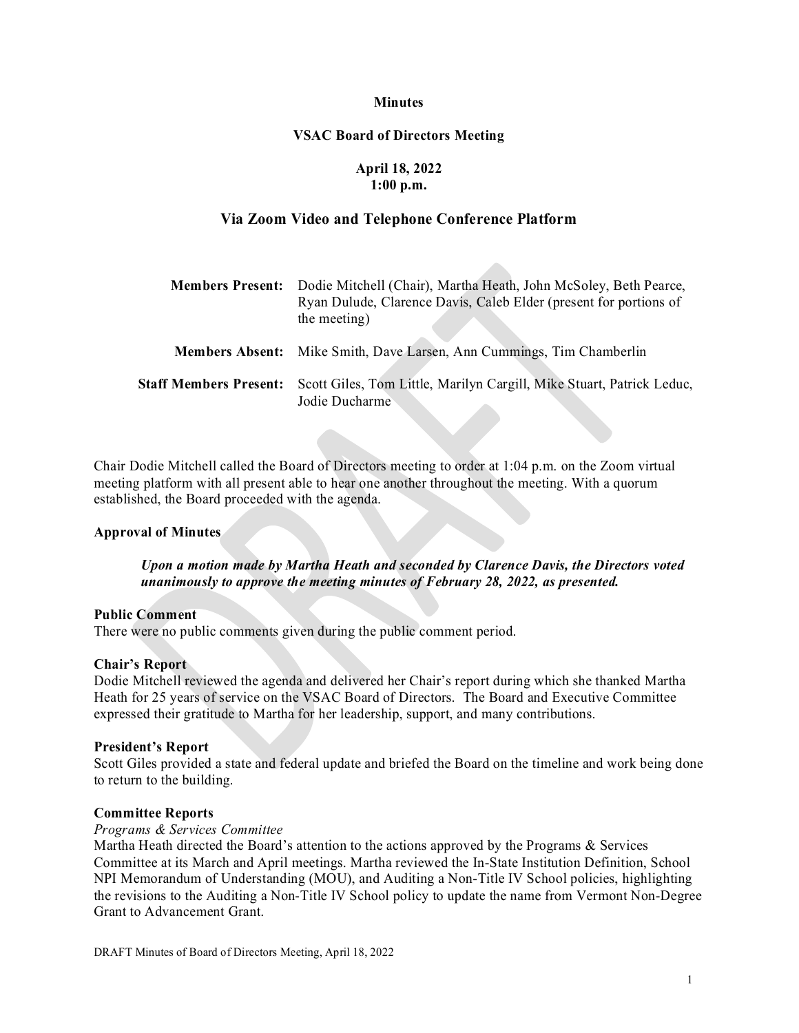**Minutes**

**VSAC Board of Directors Meeting**

**April 18, 2022**
**1:00 p.m.**

## Via Zoom Video and Telephone Conference Platform

| | |
|---|---|
| **Members Present:** | Dodie Mitchell (Chair), Martha Heath, John McSoley, Beth Pearce, Ryan Dulude, Clarence Davis, Caleb Elder (present for portions of the meeting) |
| **Members Absent:** | Mike Smith, Dave Larsen, Ann Cummings, Tim Chamberlin |
| **Staff Members Present:** | Scott Giles, Tom Little, Marilyn Cargill, Mike Stuart, Patrick Leduc, Jodie Ducharme |

Chair Dodie Mitchell called the Board of Directors meeting to order at 1:04 p.m. on the Zoom virtual meeting platform with all present able to hear one another throughout the meeting. With a quorum established, the Board proceeded with the agenda.

**Approval of Minutes**

> ***Upon a motion made by Martha Heath and seconded by Clarence Davis, the Directors voted unanimously to approve the meeting minutes of February 28, 2022, as presented.***

**Public Comment**
There were no public comments given during the public comment period.

**Chair's Report**
Dodie Mitchell reviewed the agenda and delivered her Chair's report during which she thanked Martha Heath for 25 years of service on the VSAC Board of Directors. The Board and Executive Committee expressed their gratitude to Martha for her leadership, support, and many contributions.

**President's Report**
Scott Giles provided a state and federal update and briefed the Board on the timeline and work being done to return to the building.

**Committee Reports**
*Programs & Services Committee*
Martha Heath directed the Board's attention to the actions approved by the Programs & Services Committee at its March and April meetings. Martha reviewed the In-State Institution Definition, School NPI Memorandum of Understanding (MOU), and Auditing a Non-Title IV School policies, highlighting the revisions to the Auditing a Non-Title IV School policy to update the name from Vermont Non-Degree Grant to Advancement Grant.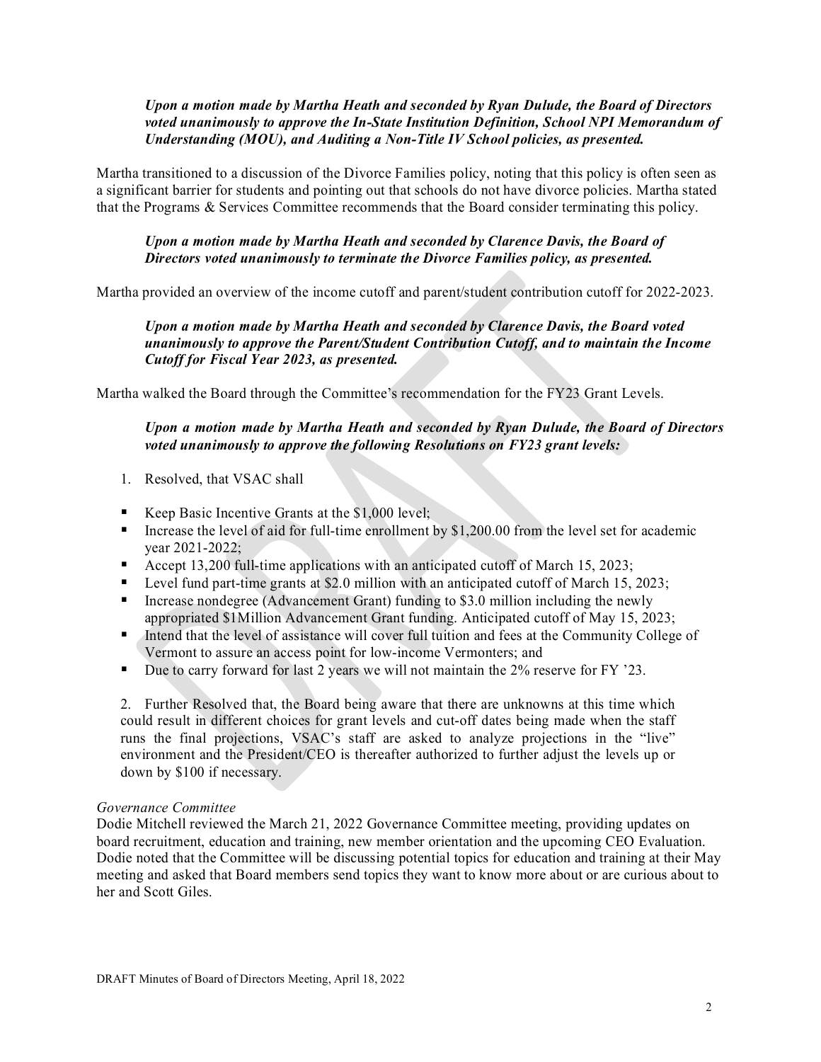***Upon a motion made by Martha Heath and seconded by Ryan Dulude, the Board of Directors voted unanimously to approve the In-State Institution Definition, School NPI Memorandum of Understanding (MOU), and Auditing a Non-Title IV School policies, as presented.***

Martha transitioned to a discussion of the Divorce Families policy, noting that this policy is often seen as a significant barrier for students and pointing out that schools do not have divorce policies. Martha stated that the Programs & Services Committee recommends that the Board consider terminating this policy.

***Upon a motion made by Martha Heath and seconded by Clarence Davis, the Board of Directors voted unanimously to terminate the Divorce Families policy, as presented.***

Martha provided an overview of the income cutoff and parent/student contribution cutoff for 2022-2023.

***Upon a motion made by Martha Heath and seconded by Clarence Davis, the Board voted unanimously to approve the Parent/Student Contribution Cutoff, and to maintain the Income Cutoff for Fiscal Year 2023, as presented.***

Martha walked the Board through the Committee's recommendation for the FY23 Grant Levels.

***Upon a motion made by Martha Heath and seconded by Ryan Dulude, the Board of Directors voted unanimously to approve the following Resolutions on FY23 grant levels:***

1. Resolved, that VSAC shall

- Keep Basic Incentive Grants at the $1,000 level;
- Increase the level of aid for full-time enrollment by $1,200.00 from the level set for academic year 2021-2022;
- Accept 13,200 full-time applications with an anticipated cutoff of March 15, 2023;
- Level fund part-time grants at $2.0 million with an anticipated cutoff of March 15, 2023;
- Increase nondegree (Advancement Grant) funding to $3.0 million including the newly appropriated $1Million Advancement Grant funding. Anticipated cutoff of May 15, 2023;
- Intend that the level of assistance will cover full tuition and fees at the Community College of Vermont to assure an access point for low-income Vermonters; and
- Due to carry forward for last 2 years we will not maintain the 2% reserve for FY '23.

2. Further Resolved that, the Board being aware that there are unknowns at this time which could result in different choices for grant levels and cut-off dates being made when the staff runs the final projections, VSAC's staff are asked to analyze projections in the "live" environment and the President/CEO is thereafter authorized to further adjust the levels up or down by $100 if necessary.

*Governance Committee*

Dodie Mitchell reviewed the March 21, 2022 Governance Committee meeting, providing updates on board recruitment, education and training, new member orientation and the upcoming CEO Evaluation. Dodie noted that the Committee will be discussing potential topics for education and training at their May meeting and asked that Board members send topics they want to know more about or are curious about to her and Scott Giles.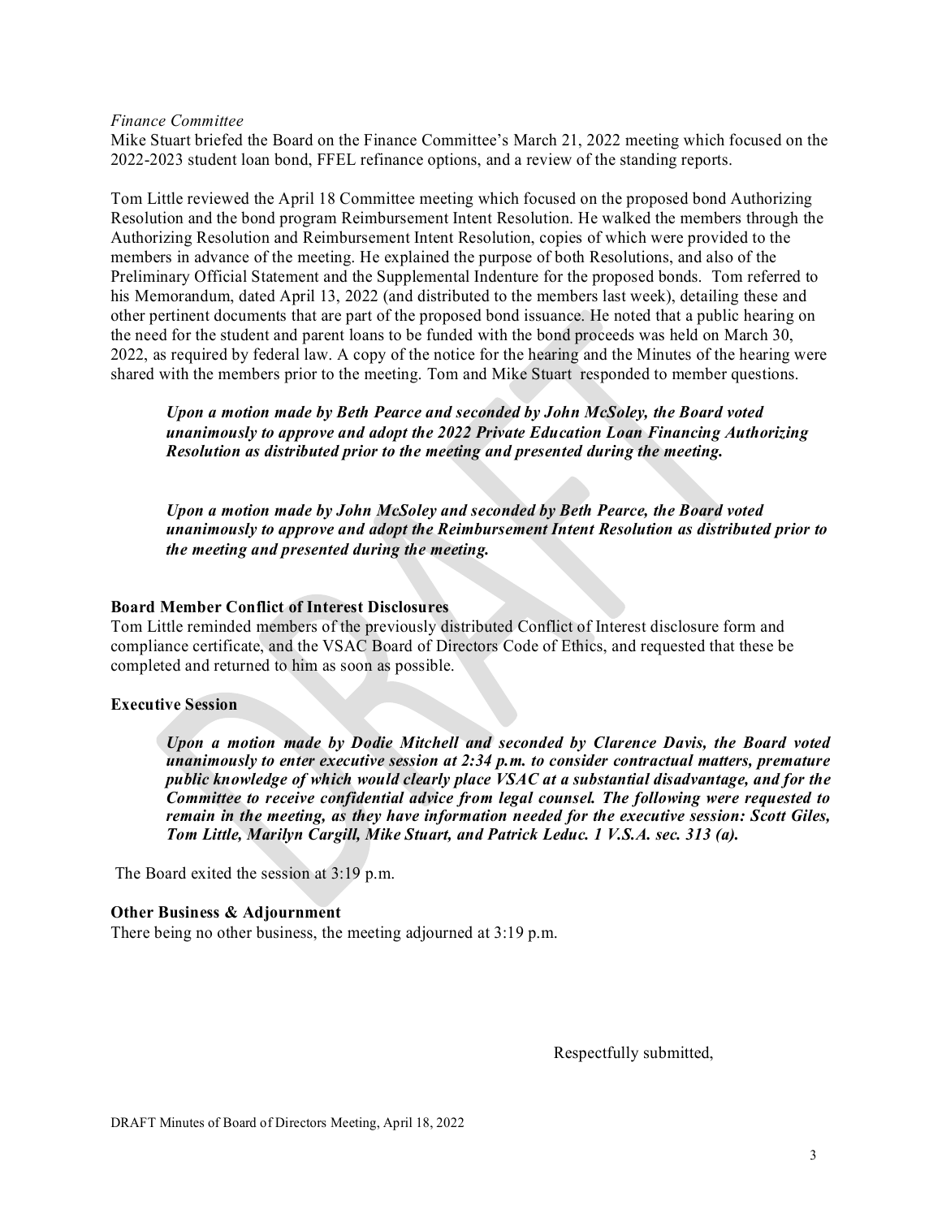*Finance Committee*
Mike Stuart briefed the Board on the Finance Committee's March 21, 2022 meeting which focused on the 2022-2023 student loan bond, FFEL refinance options, and a review of the standing reports.

Tom Little reviewed the April 18 Committee meeting which focused on the proposed bond Authorizing Resolution and the bond program Reimbursement Intent Resolution. He walked the members through the Authorizing Resolution and Reimbursement Intent Resolution, copies of which were provided to the members in advance of the meeting. He explained the purpose of both Resolutions, and also of the Preliminary Official Statement and the Supplemental Indenture for the proposed bonds. Tom referred to his Memorandum, dated April 13, 2022 (and distributed to the members last week), detailing these and other pertinent documents that are part of the proposed bond issuance. He noted that a public hearing on the need for the student and parent loans to be funded with the bond proceeds was held on March 30, 2022, as required by federal law. A copy of the notice for the hearing and the Minutes of the hearing were shared with the members prior to the meeting. Tom and Mike Stuart responded to member questions.

> ***Upon a motion made by Beth Pearce and seconded by John McSoley, the Board voted unanimously to approve and adopt the 2022 Private Education Loan Financing Authorizing Resolution as distributed prior to the meeting and presented during the meeting.***

> ***Upon a motion made by John McSoley and seconded by Beth Pearce, the Board voted unanimously to approve and adopt the Reimbursement Intent Resolution as distributed prior to the meeting and presented during the meeting.***

**Board Member Conflict of Interest Disclosures**
Tom Little reminded members of the previously distributed Conflict of Interest disclosure form and compliance certificate, and the VSAC Board of Directors Code of Ethics, and requested that these be completed and returned to him as soon as possible.

**Executive Session**

> ***Upon a motion made by Dodie Mitchell and seconded by Clarence Davis, the Board voted unanimously to enter executive session at 2:34 p.m. to consider contractual matters, premature public knowledge of which would clearly place VSAC at a substantial disadvantage, and for the Committee to receive confidential advice from legal counsel. The following were requested to remain in the meeting, as they have information needed for the executive session: Scott Giles, Tom Little, Marilyn Cargill, Mike Stuart, and Patrick Leduc. 1 V.S.A. sec. 313 (a).***

The Board exited the session at 3:19 p.m.

**Other Business & Adjournment**
There being no other business, the meeting adjourned at 3:19 p.m.

Respectfully submitted,

DRAFT Minutes of Board of Directors Meeting, April 18, 2022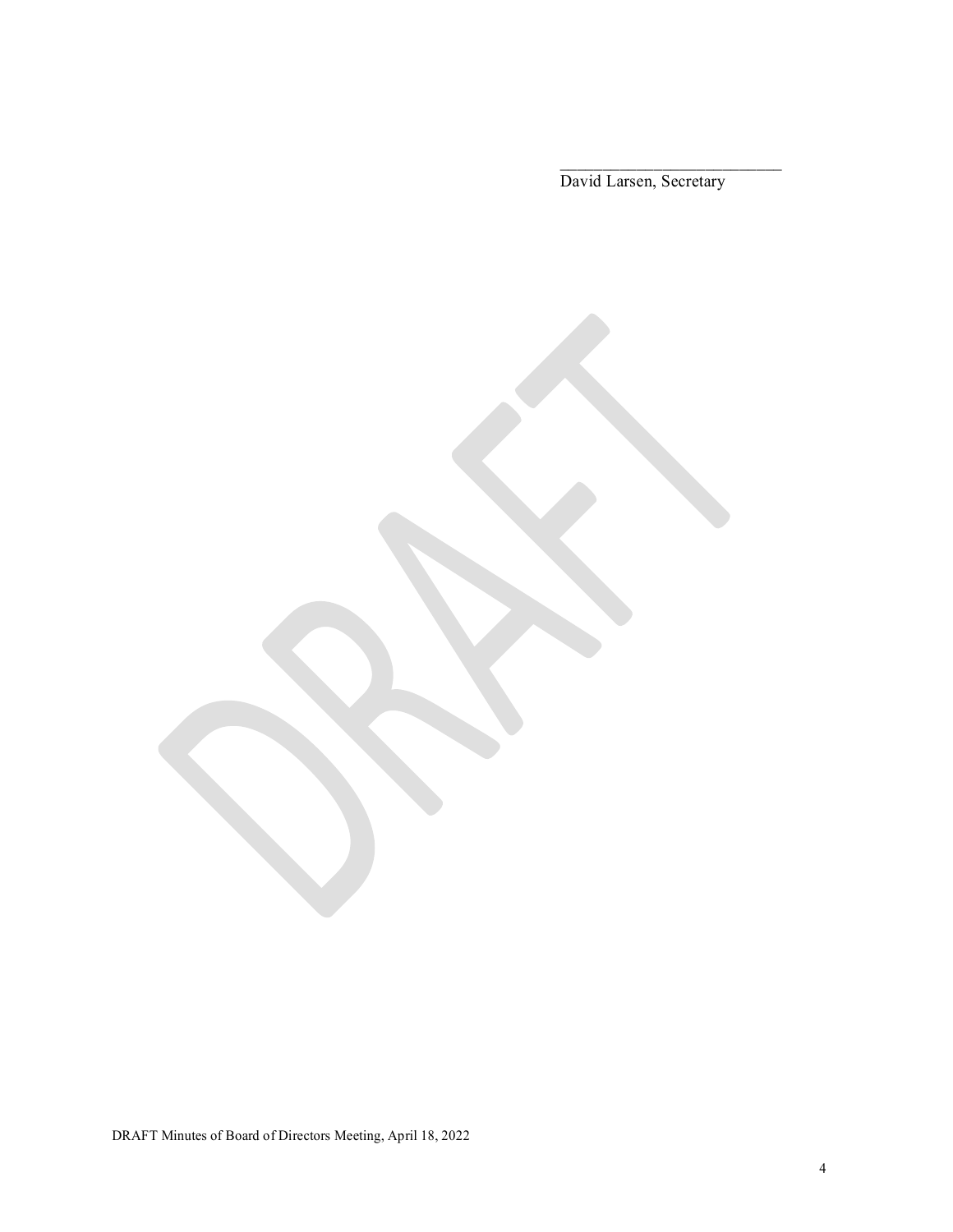\_\_\_\_\_\_\_\_\_\_\_\_\_\_\_\_\_\_\_\_\_\_\_\_\_\_

David Larsen, Secretary